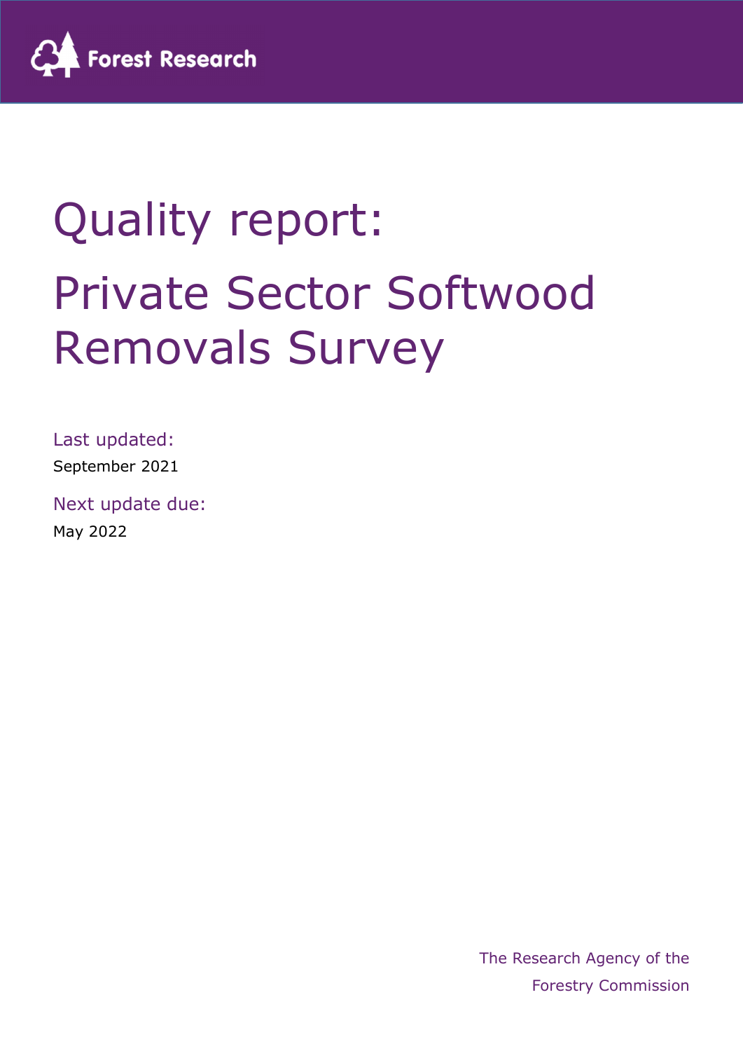Forest Research

# Quality report: Private Sector Softwood Removals Survey

Last updated:

September 2021

Next update due:

May 2022

The Research Agency of the Forestry Commission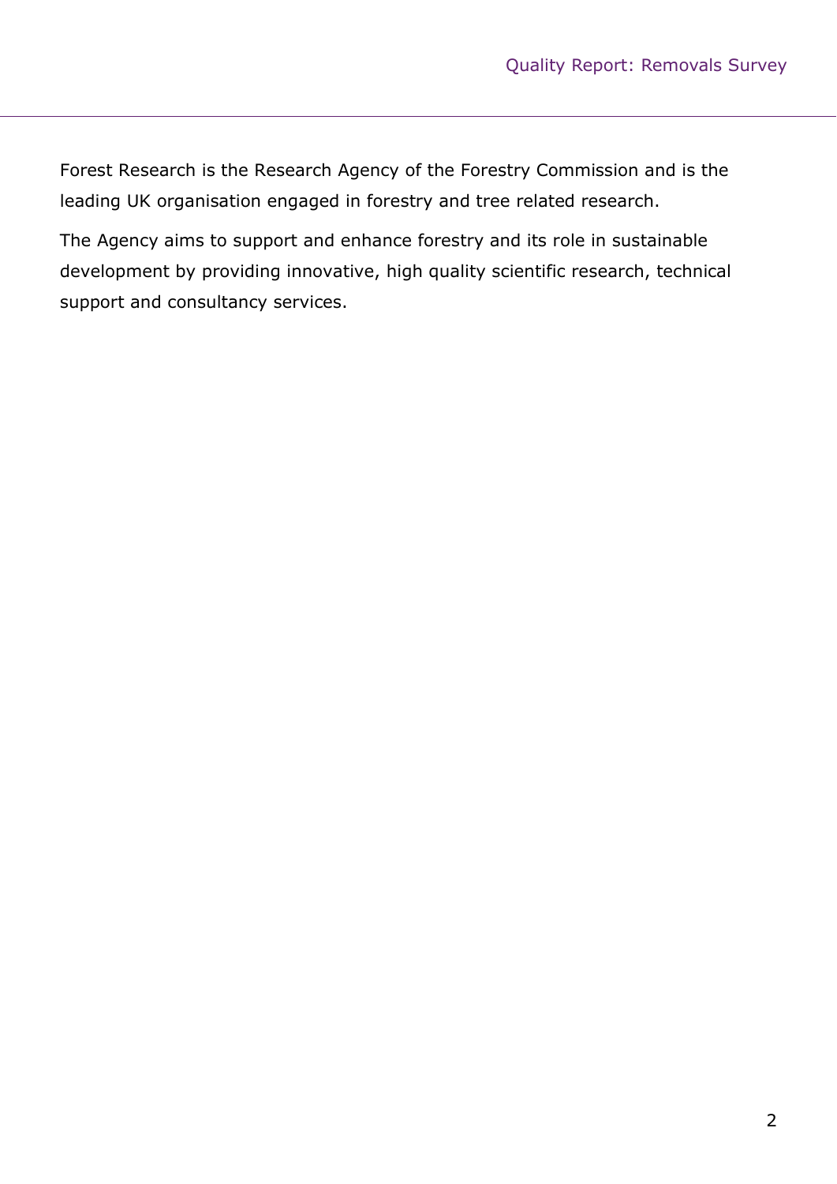Forest Research is the Research Agency of the Forestry Commission and is the leading UK organisation engaged in forestry and tree related research.

The Agency aims to support and enhance forestry and its role in sustainable development by providing innovative, high quality scientific research, technical support and consultancy services.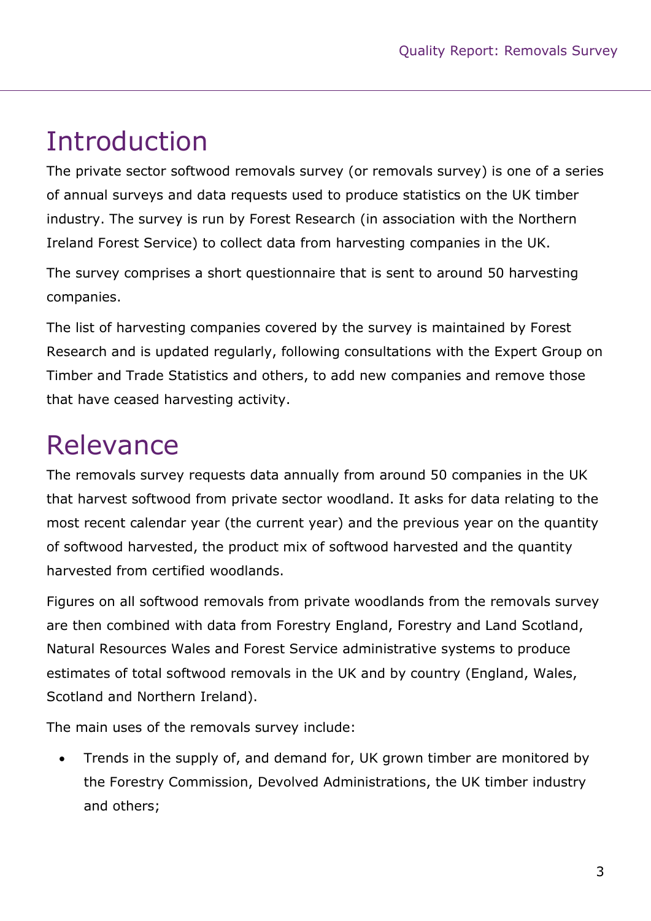# Introduction

The private sector softwood removals survey (or removals survey) is one of a series of annual surveys and data requests used to produce statistics on the UK timber industry. The survey is run by Forest Research (in association with the Northern Ireland Forest Service) to collect data from harvesting companies in the UK.

The survey comprises a short questionnaire that is sent to around 50 harvesting companies.

The list of harvesting companies covered by the survey is maintained by Forest Research and is updated regularly, following consultations with the Expert Group on Timber and Trade Statistics and others, to add new companies and remove those that have ceased harvesting activity.

# Relevance

The removals survey requests data annually from around 50 companies in the UK that harvest softwood from private sector woodland. It asks for data relating to the most recent calendar year (the current year) and the previous year on the quantity of softwood harvested, the product mix of softwood harvested and the quantity harvested from certified woodlands.

Figures on all softwood removals from private woodlands from the removals survey are then combined with data from Forestry England, Forestry and Land Scotland, Natural Resources Wales and Forest Service administrative systems to produce estimates of total softwood removals in the UK and by country (England, Wales, Scotland and Northern Ireland).

The main uses of the removals survey include:

- Trends in the supply of, and demand for, UK grown timber are monitored by the Forestry Commission, Devolved Administrations, the UK timber industry and others;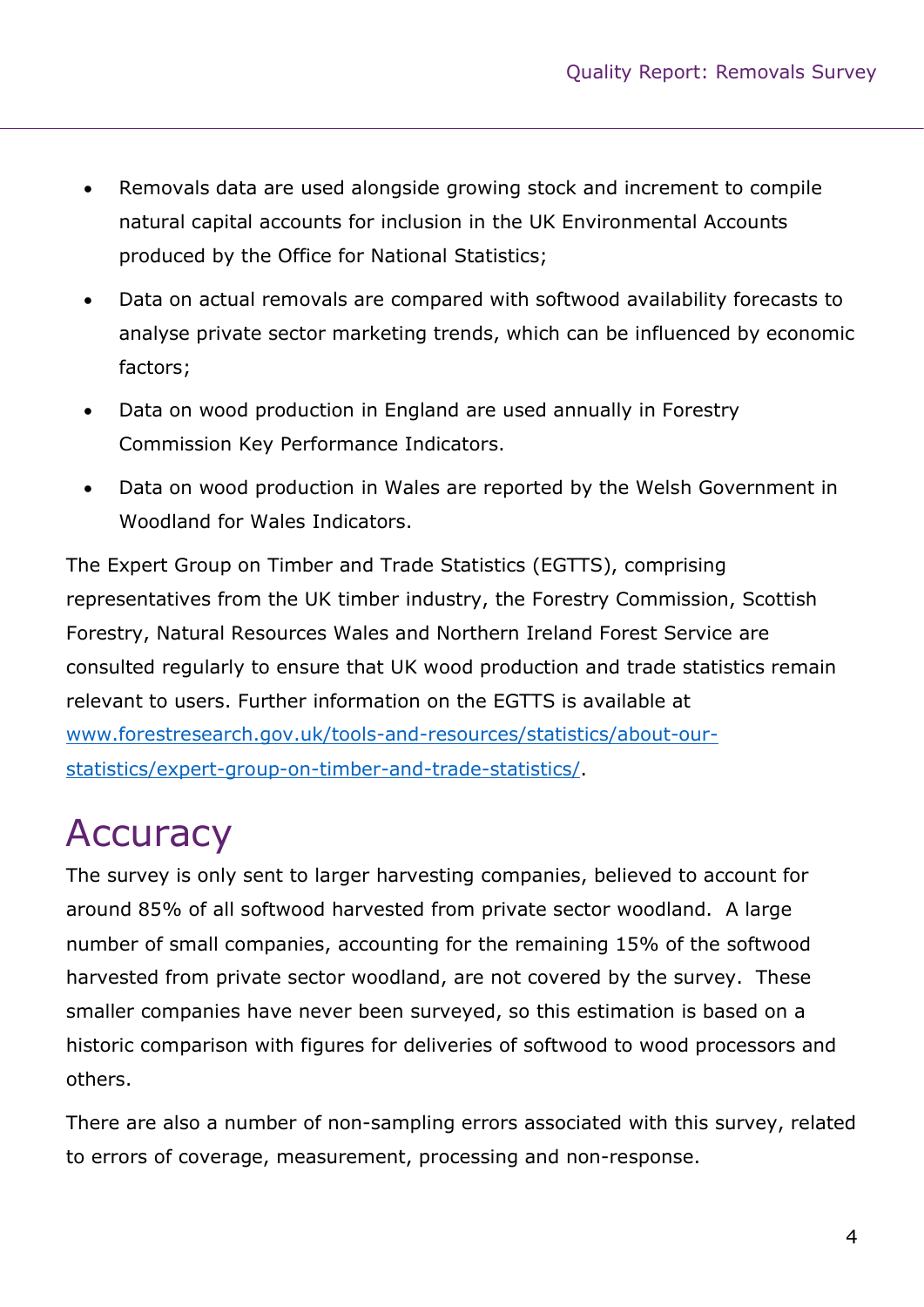- Removals data are used alongside growing stock and increment to compile natural capital accounts for inclusion in the UK Environmental Accounts produced by the Office for National Statistics;
- Data on actual removals are compared with softwood availability forecasts to analyse private sector marketing trends, which can be influenced by economic factors;
- Data on wood production in England are used annually in Forestry Commission Key Performance Indicators.
- Data on wood production in Wales are reported by the Welsh Government in Woodland for Wales Indicators.

The Expert Group on Timber and Trade Statistics (EGTTS), comprising representatives from the UK timber industry, the Forestry Commission, Scottish Forestry, Natural Resources Wales and Northern Ireland Forest Service are consulted regularly to ensure that UK wood production and trade statistics remain relevant to users. Further information on the EGTTS is available at [www.forestresearch.gov.uk/tools-and-resources/statistics/about-our-statistics/expert-group-on-timber-and-trade-statistics/](www.forestresearch.gov.uk/tools-and-resources/statistics/about-our-statistics/expert-group-on-timber-and-trade-statistics/).

# Accuracy

The survey is only sent to larger harvesting companies, believed to account for around 85% of all softwood harvested from private sector woodland. A large number of small companies, accounting for the remaining 15% of the softwood harvested from private sector woodland, are not covered by the survey. These smaller companies have never been surveyed, so this estimation is based on a historic comparison with figures for deliveries of softwood to wood processors and others.

There are also a number of non-sampling errors associated with this survey, related to errors of coverage, measurement, processing and non-response.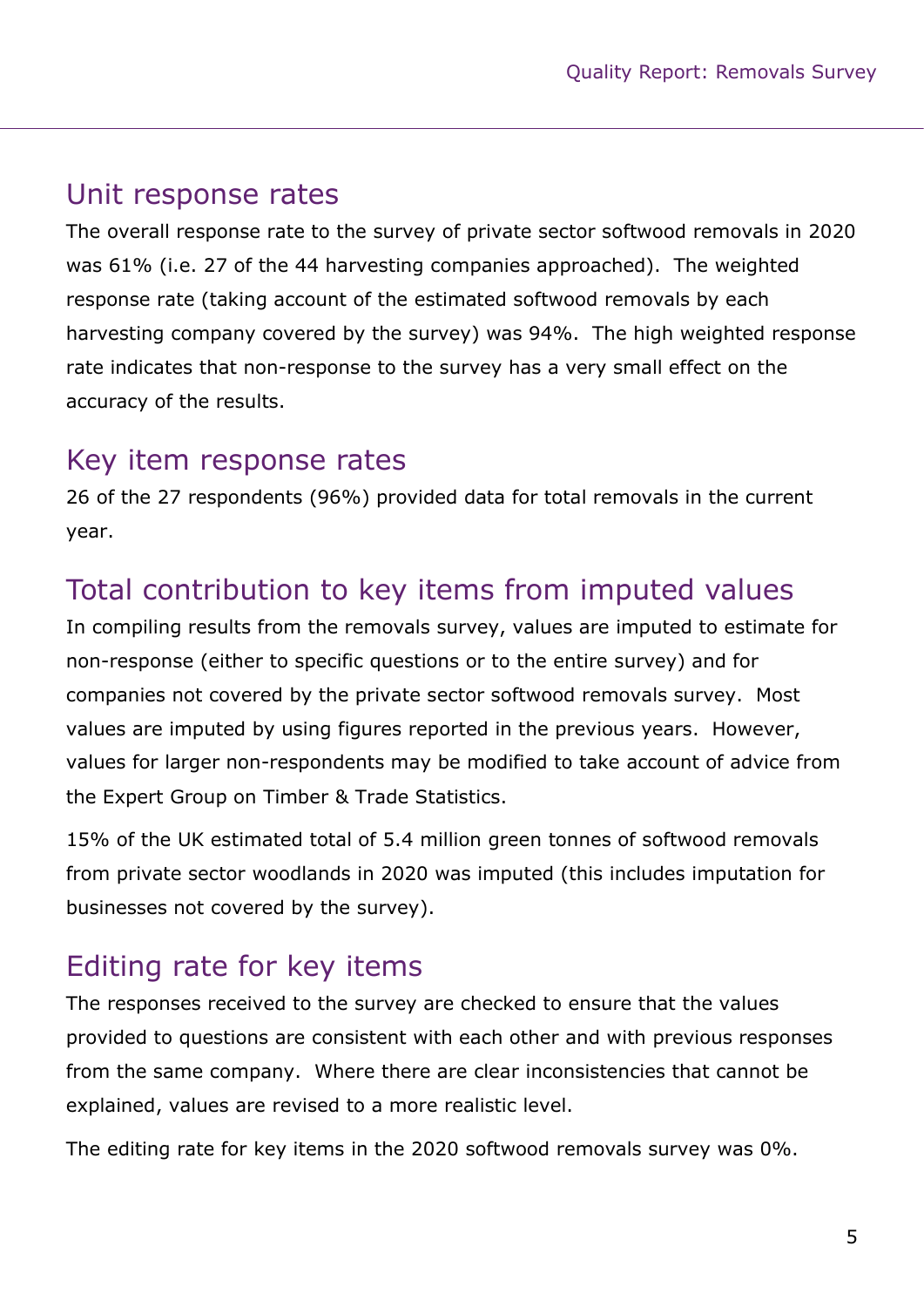## Unit response rates

The overall response rate to the survey of private sector softwood removals in 2020 was 61% (i.e. 27 of the 44 harvesting companies approached). The weighted response rate (taking account of the estimated softwood removals by each harvesting company covered by the survey) was 94%. The high weighted response rate indicates that non-response to the survey has a very small effect on the accuracy of the results.

## Key item response rates

26 of the 27 respondents (96%) provided data for total removals in the current year.

## Total contribution to key items from imputed values

In compiling results from the removals survey, values are imputed to estimate for non-response (either to specific questions or to the entire survey) and for companies not covered by the private sector softwood removals survey. Most values are imputed by using figures reported in the previous years. However, values for larger non-respondents may be modified to take account of advice from the Expert Group on Timber & Trade Statistics.

15% of the UK estimated total of 5.4 million green tonnes of softwood removals from private sector woodlands in 2020 was imputed (this includes imputation for businesses not covered by the survey).

## Editing rate for key items

The responses received to the survey are checked to ensure that the values provided to questions are consistent with each other and with previous responses from the same company. Where there are clear inconsistencies that cannot be explained, values are revised to a more realistic level.

The editing rate for key items in the 2020 softwood removals survey was 0%.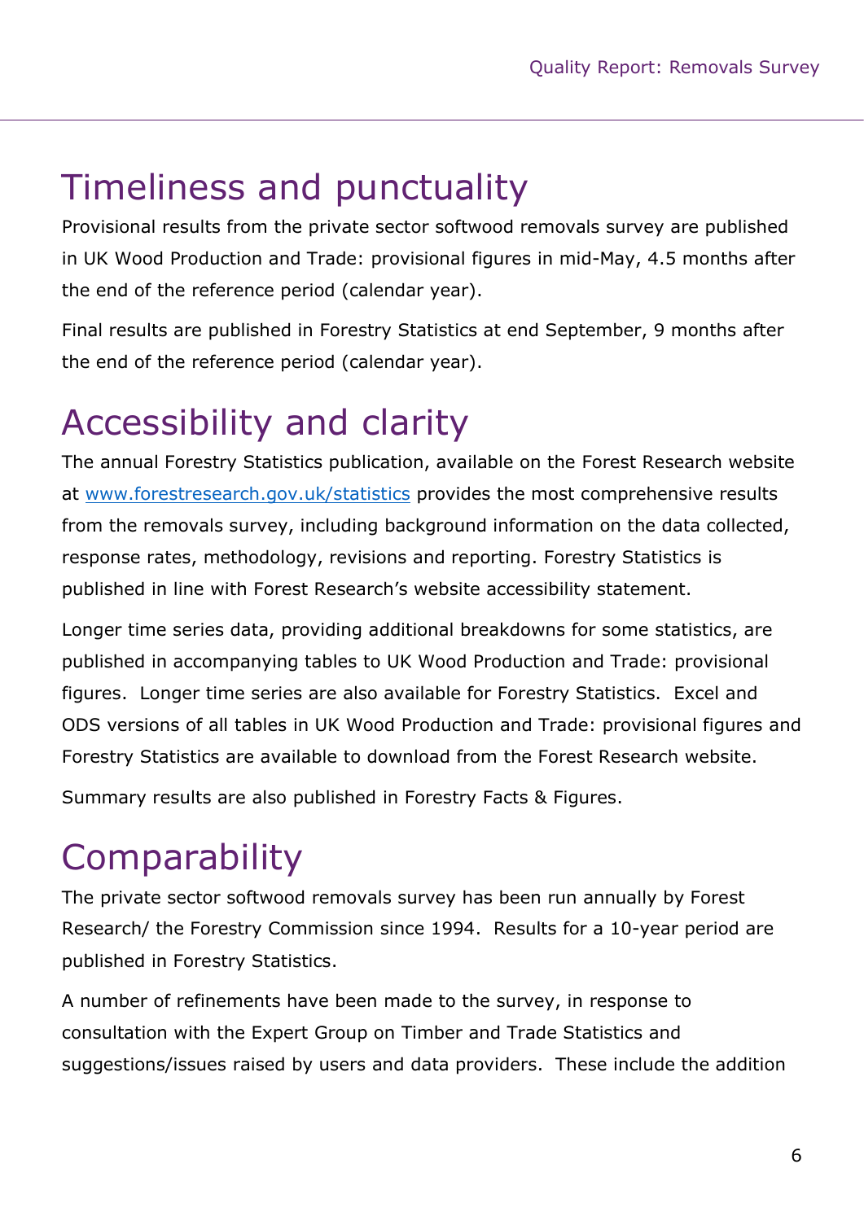# Timeliness and punctuality

Provisional results from the private sector softwood removals survey are published in UK Wood Production and Trade: provisional figures in mid-May, 4.5 months after the end of the reference period (calendar year).

Final results are published in Forestry Statistics at end September, 9 months after the end of the reference period (calendar year).

# Accessibility and clarity

The annual Forestry Statistics publication, available on the Forest Research website at [www.forestresearch.gov.uk/statistics](http://www.forestresearch.gov.uk/statistics) provides the most comprehensive results from the removals survey, including background information on the data collected, response rates, methodology, revisions and reporting. Forestry Statistics is published in line with Forest Research's website accessibility statement.

Longer time series data, providing additional breakdowns for some statistics, are published in accompanying tables to UK Wood Production and Trade: provisional figures. Longer time series are also available for Forestry Statistics. Excel and ODS versions of all tables in UK Wood Production and Trade: provisional figures and Forestry Statistics are available to download from the Forest Research website.

Summary results are also published in Forestry Facts & Figures.

# Comparability

The private sector softwood removals survey has been run annually by Forest Research/ the Forestry Commission since 1994. Results for a 10-year period are published in Forestry Statistics.

A number of refinements have been made to the survey, in response to consultation with the Expert Group on Timber and Trade Statistics and suggestions/issues raised by users and data providers. These include the addition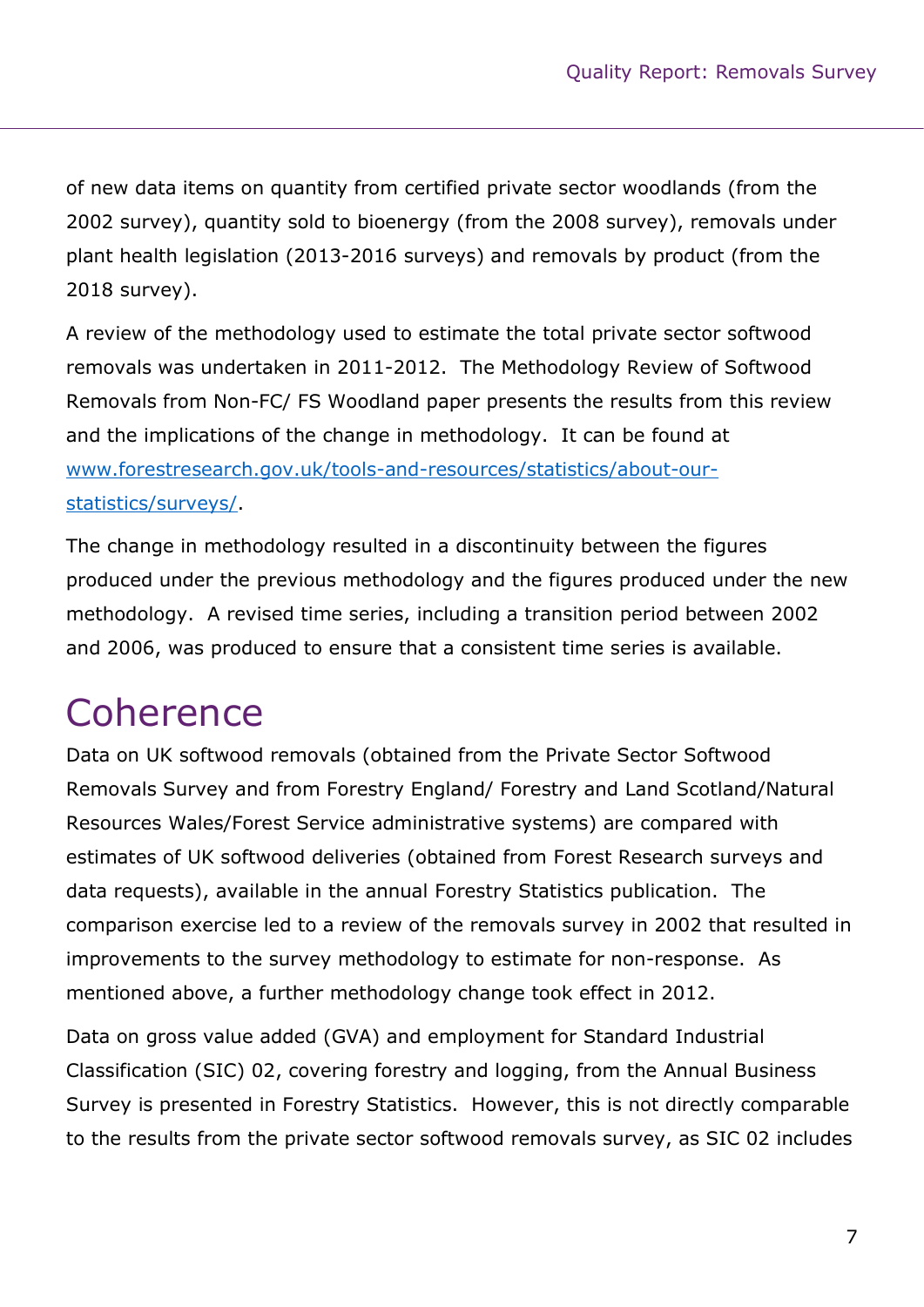of new data items on quantity from certified private sector woodlands (from the 2002 survey), quantity sold to bioenergy (from the 2008 survey), removals under plant health legislation (2013-2016 surveys) and removals by product (from the 2018 survey).

A review of the methodology used to estimate the total private sector softwood removals was undertaken in 2011-2012. The Methodology Review of Softwood Removals from Non-FC/ FS Woodland paper presents the results from this review and the implications of the change in methodology. It can be found at [www.forestresearch.gov.uk/tools-and-resources/statistics/about-our-statistics/surveys/](www.forestresearch.gov.uk/tools-and-resources/statistics/about-our-statistics/surveys/).

The change in methodology resulted in a discontinuity between the figures produced under the previous methodology and the figures produced under the new methodology. A revised time series, including a transition period between 2002 and 2006, was produced to ensure that a consistent time series is available.

# Coherence

Data on UK softwood removals (obtained from the Private Sector Softwood Removals Survey and from Forestry England/ Forestry and Land Scotland/Natural Resources Wales/Forest Service administrative systems) are compared with estimates of UK softwood deliveries (obtained from Forest Research surveys and data requests), available in the annual Forestry Statistics publication. The comparison exercise led to a review of the removals survey in 2002 that resulted in improvements to the survey methodology to estimate for non-response. As mentioned above, a further methodology change took effect in 2012.

Data on gross value added (GVA) and employment for Standard Industrial Classification (SIC) 02, covering forestry and logging, from the Annual Business Survey is presented in Forestry Statistics. However, this is not directly comparable to the results from the private sector softwood removals survey, as SIC 02 includes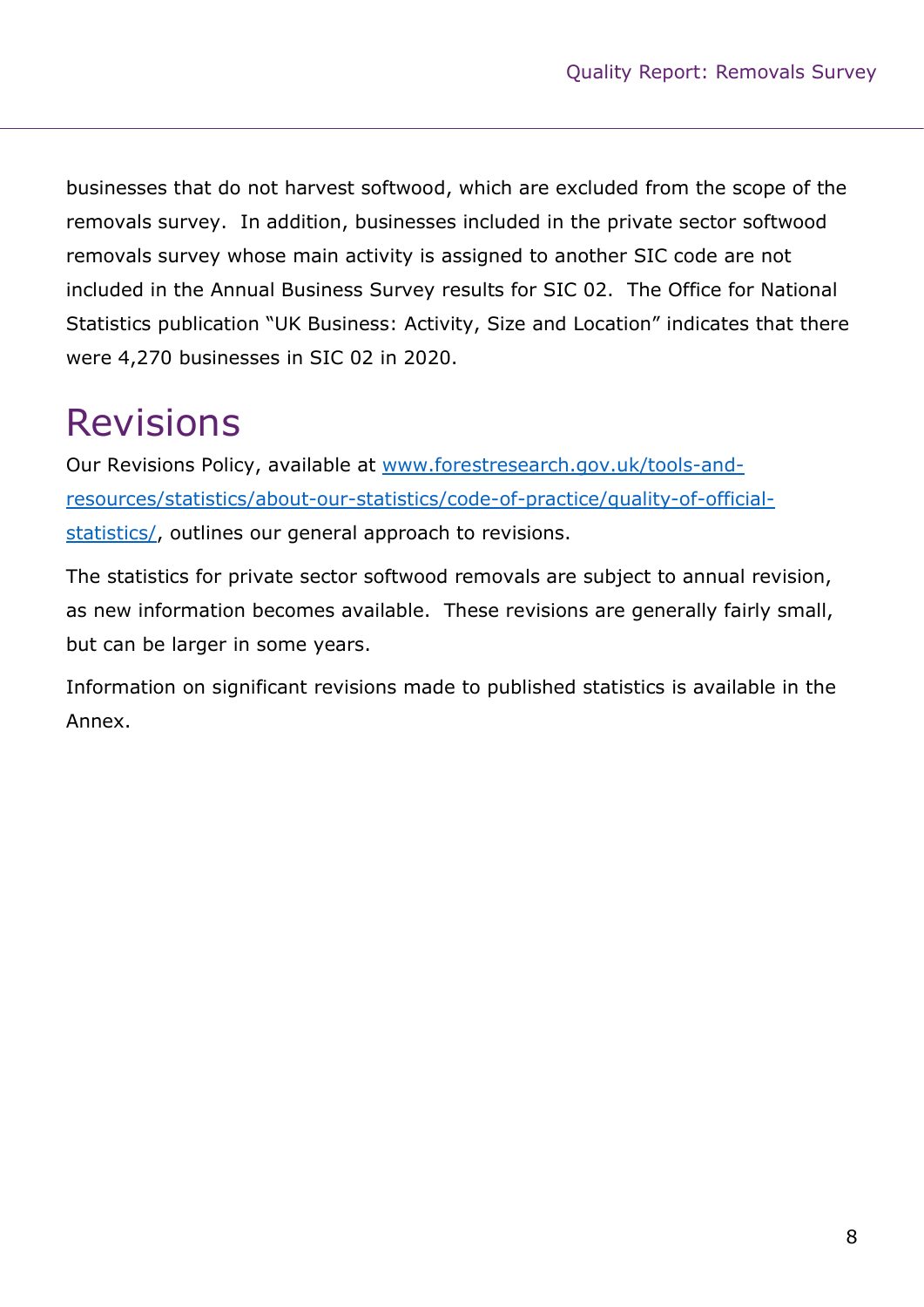businesses that do not harvest softwood, which are excluded from the scope of the removals survey. In addition, businesses included in the private sector softwood removals survey whose main activity is assigned to another SIC code are not included in the Annual Business Survey results for SIC 02. The Office for National Statistics publication "UK Business: Activity, Size and Location" indicates that there were 4,270 businesses in SIC 02 in 2020.

# Revisions

Our Revisions Policy, available at [www.forestresearch.gov.uk/tools-and-resources/statistics/about-our-statistics/code-of-practice/quality-of-official-statistics/](www.forestresearch.gov.uk/tools-and-resources/statistics/about-our-statistics/code-of-practice/quality-of-official-statistics/), outlines our general approach to revisions.

The statistics for private sector softwood removals are subject to annual revision, as new information becomes available. These revisions are generally fairly small, but can be larger in some years.

Information on significant revisions made to published statistics is available in the Annex.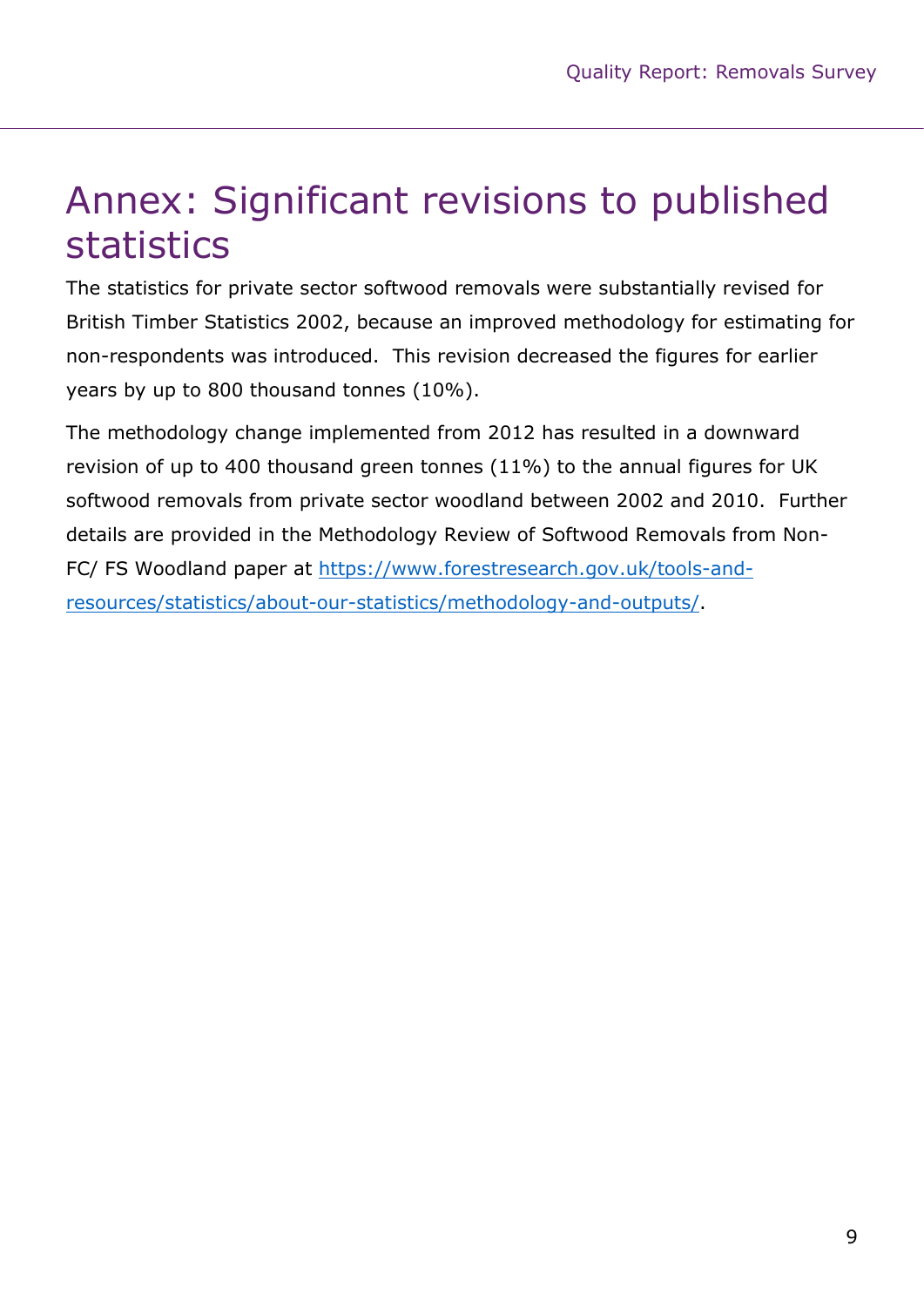# Annex: Significant revisions to published statistics

The statistics for private sector softwood removals were substantially revised for British Timber Statistics 2002, because an improved methodology for estimating for non-respondents was introduced. This revision decreased the figures for earlier years by up to 800 thousand tonnes (10%).

The methodology change implemented from 2012 has resulted in a downward revision of up to 400 thousand green tonnes (11%) to the annual figures for UK softwood removals from private sector woodland between 2002 and 2010. Further details are provided in the Methodology Review of Softwood Removals from Non-FC/ FS Woodland paper at [https://www.forestresearch.gov.uk/tools-and-resources/statistics/about-our-statistics/methodology-and-outputs/](https://www.forestresearch.gov.uk/tools-and-resources/statistics/about-our-statistics/methodology-and-outputs/).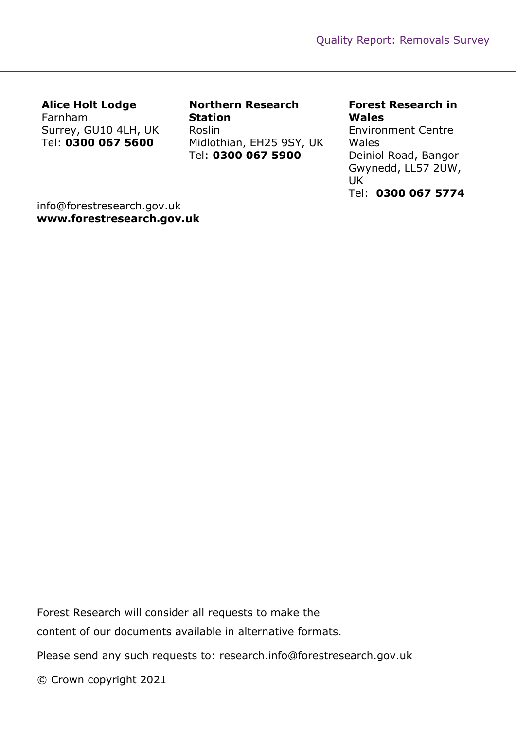**Alice Holt Lodge**
Farnham
Surrey, GU10 4LH, UK
Tel: **0300 067 5600**

**Northern Research Station**
Roslin
Midlothian, EH25 9SY, UK
Tel: **0300 067 5900**

**Forest Research in Wales**
Environment Centre Wales
Deiniol Road, Bangor
Gwynedd, LL57 2UW, UK
Tel: **0300 067 5774**

info@forestresearch.gov.uk
**www.forestresearch.gov.uk**

Forest Research will consider all requests to make the content of our documents available in alternative formats.

Please send any such requests to: research.info@forestresearch.gov.uk

© Crown copyright 2021